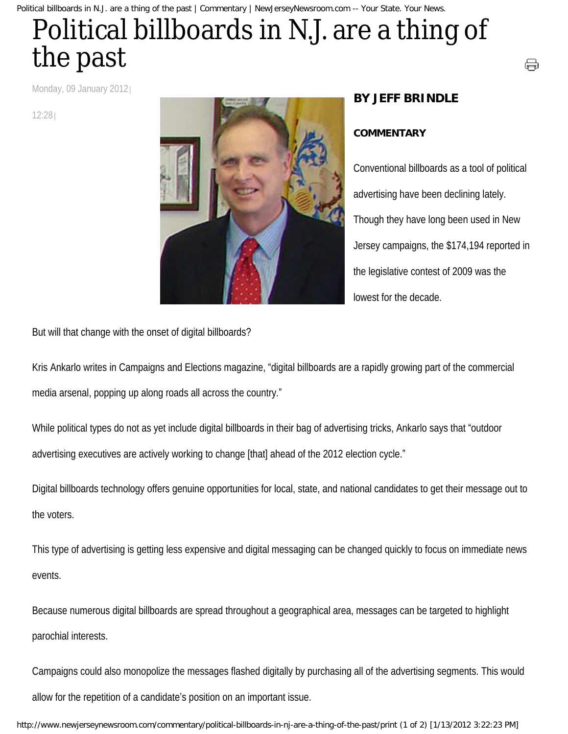# Political billboards in N.J. are a thing of the past

Monday, 09 January 2012 | 12:28 |

**BY JEFF BRINDLE**

**COMMENTARY**

Conventional billboards as a tool of political advertising have been declining lately. Though they have long been used in New Jersey campaigns, the $174,194 reported in the legislative contest of 2009 was the lowest for the decade.

But will that change with the onset of digital billboards?

Kris Ankarlo writes in Campaigns and Elections magazine, "digital billboards are a rapidly growing part of the commercial media arsenal, popping up along roads all across the country."

While political types do not as yet include digital billboards in their bag of advertising tricks, Ankarlo says that "outdoor advertising executives are actively working to change [that] ahead of the 2012 election cycle."

Digital billboards technology offers genuine opportunities for local, state, and national candidates to get their message out to the voters.

This type of advertising is getting less expensive and digital messaging can be changed quickly to focus on immediate news events.

Because numerous digital billboards are spread throughout a geographical area, messages can be targeted to highlight parochial interests.

Campaigns could also monopolize the messages flashed digitally by purchasing all of the advertising segments. This would allow for the repetition of a candidate's position on an important issue.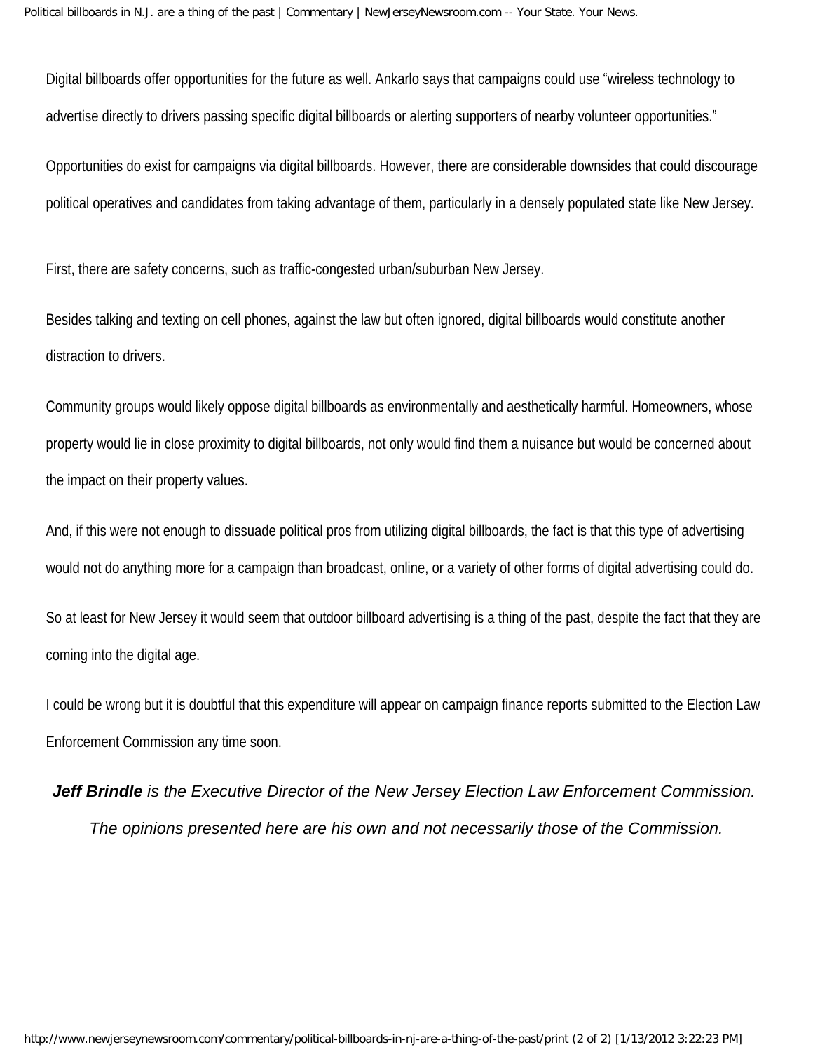Digital billboards offer opportunities for the future as well. Ankarlo says that campaigns could use "wireless technology to advertise directly to drivers passing specific digital billboards or alerting supporters of nearby volunteer opportunities."

Opportunities do exist for campaigns via digital billboards. However, there are considerable downsides that could discourage political operatives and candidates from taking advantage of them, particularly in a densely populated state like New Jersey.

First, there are safety concerns, such as traffic-congested urban/suburban New Jersey.

Besides talking and texting on cell phones, against the law but often ignored, digital billboards would constitute another distraction to drivers.

Community groups would likely oppose digital billboards as environmentally and aesthetically harmful. Homeowners, whose property would lie in close proximity to digital billboards, not only would find them a nuisance but would be concerned about the impact on their property values.

And, if this were not enough to dissuade political pros from utilizing digital billboards, the fact is that this type of advertising would not do anything more for a campaign than broadcast, online, or a variety of other forms of digital advertising could do.

So at least for New Jersey it would seem that outdoor billboard advertising is a thing of the past, despite the fact that they are coming into the digital age.

I could be wrong but it is doubtful that this expenditure will appear on campaign finance reports submitted to the Election Law Enforcement Commission any time soon.

***Jeff Brindle*** *is the Executive Director of the New Jersey Election Law Enforcement Commission. The opinions presented here are his own and not necessarily those of the Commission.*